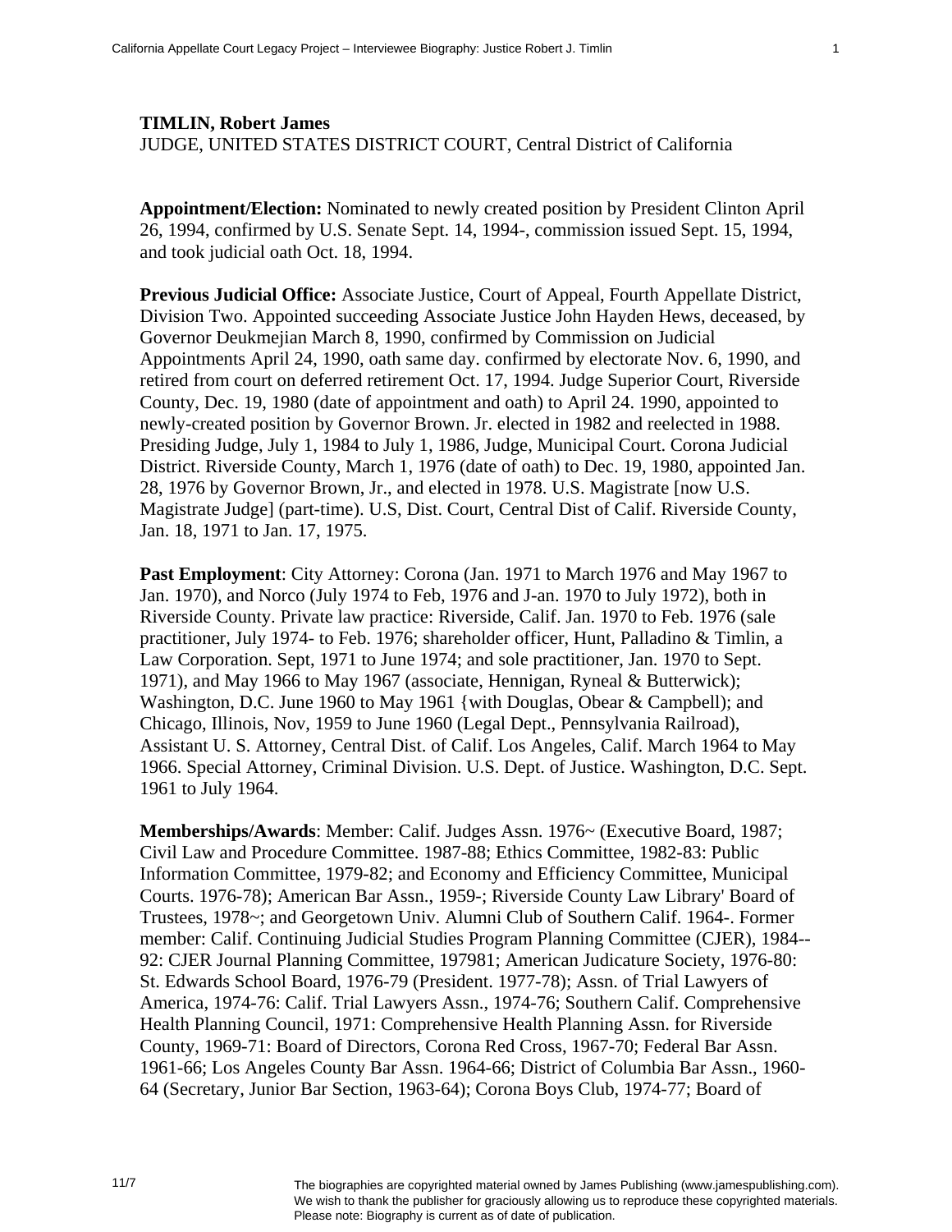**TIMLIN, Robert James**
JUDGE, UNITED STATES DISTRICT COURT, Central District of California

**Appointment/Election:** Nominated to newly created position by President Clinton April 26, 1994, confirmed by U.S. Senate Sept. 14, 1994-, commission issued Sept. 15, 1994, and took judicial oath Oct. 18, 1994.

**Previous Judicial Office:** Associate Justice, Court of Appeal, Fourth Appellate District, Division Two. Appointed succeeding Associate Justice John Hayden Hews, deceased, by Governor Deukmejian March 8, 1990, confirmed by Commission on Judicial Appointments April 24, 1990, oath same day. confirmed by electorate Nov. 6, 1990, and retired from court on deferred retirement Oct. 17, 1994. Judge Superior Court, Riverside County, Dec. 19, 1980 (date of appointment and oath) to April 24. 1990, appointed to newly-created position by Governor Brown. Jr. elected in 1982 and reelected in 1988. Presiding Judge, July 1, 1984 to July 1, 1986, Judge, Municipal Court. Corona Judicial District. Riverside County, March 1, 1976 (date of oath) to Dec. 19, 1980, appointed Jan. 28, 1976 by Governor Brown, Jr., and elected in 1978. U.S. Magistrate [now U.S. Magistrate Judge] (part-time). U.S, Dist. Court, Central Dist of Calif. Riverside County, Jan. 18, 1971 to Jan. 17, 1975.

**Past Employment**: City Attorney: Corona (Jan. 1971 to March 1976 and May 1967 to Jan. 1970), and Norco (July 1974 to Feb, 1976 and J-an. 1970 to July 1972), both in Riverside County. Private law practice: Riverside, Calif. Jan. 1970 to Feb. 1976 (sale practitioner, July 1974- to Feb. 1976; shareholder officer, Hunt, Palladino & Timlin, a Law Corporation. Sept, 1971 to June 1974; and sole practitioner, Jan. 1970 to Sept. 1971), and May 1966 to May 1967 (associate, Hennigan, Ryneal & Butterwick); Washington, D.C. June 1960 to May 1961 {with Douglas, Obear & Campbell); and Chicago, Illinois, Nov, 1959 to June 1960 (Legal Dept., Pennsylvania Railroad), Assistant U. S. Attorney, Central Dist. of Calif. Los Angeles, Calif. March 1964 to May 1966. Special Attorney, Criminal Division. U.S. Dept. of Justice. Washington, D.C. Sept. 1961 to July 1964.

**Memberships/Awards**: Member: Calif. Judges Assn. 1976~ (Executive Board, 1987; Civil Law and Procedure Committee. 1987-88; Ethics Committee, 1982-83: Public Information Committee, 1979-82; and Economy and Efficiency Committee, Municipal Courts. 1976-78); American Bar Assn., 1959-; Riverside County Law Library' Board of Trustees, 1978~; and Georgetown Univ. Alumni Club of Southern Calif. 1964-. Former member: Calif. Continuing Judicial Studies Program Planning Committee (CJER), 1984--92: CJER Journal Planning Committee, 197981; American Judicature Society, 1976-80: St. Edwards School Board, 1976-79 (President. 1977-78); Assn. of Trial Lawyers of America, 1974-76: Calif. Trial Lawyers Assn., 1974-76; Southern Calif. Comprehensive Health Planning Council, 1971: Comprehensive Health Planning Assn. for Riverside County, 1969-71: Board of Directors, Corona Red Cross, 1967-70; Federal Bar Assn. 1961-66; Los Angeles County Bar Assn. 1964-66; District of Columbia Bar Assn., 1960-64 (Secretary, Junior Bar Section, 1963-64); Corona Boys Club, 1974-77; Board of

The biographies are copyrighted material owned by James Publishing (www.jamespublishing.com). We wish to thank the publisher for graciously allowing us to reproduce these copyrighted materials. Please note: Biography is current as of date of publication.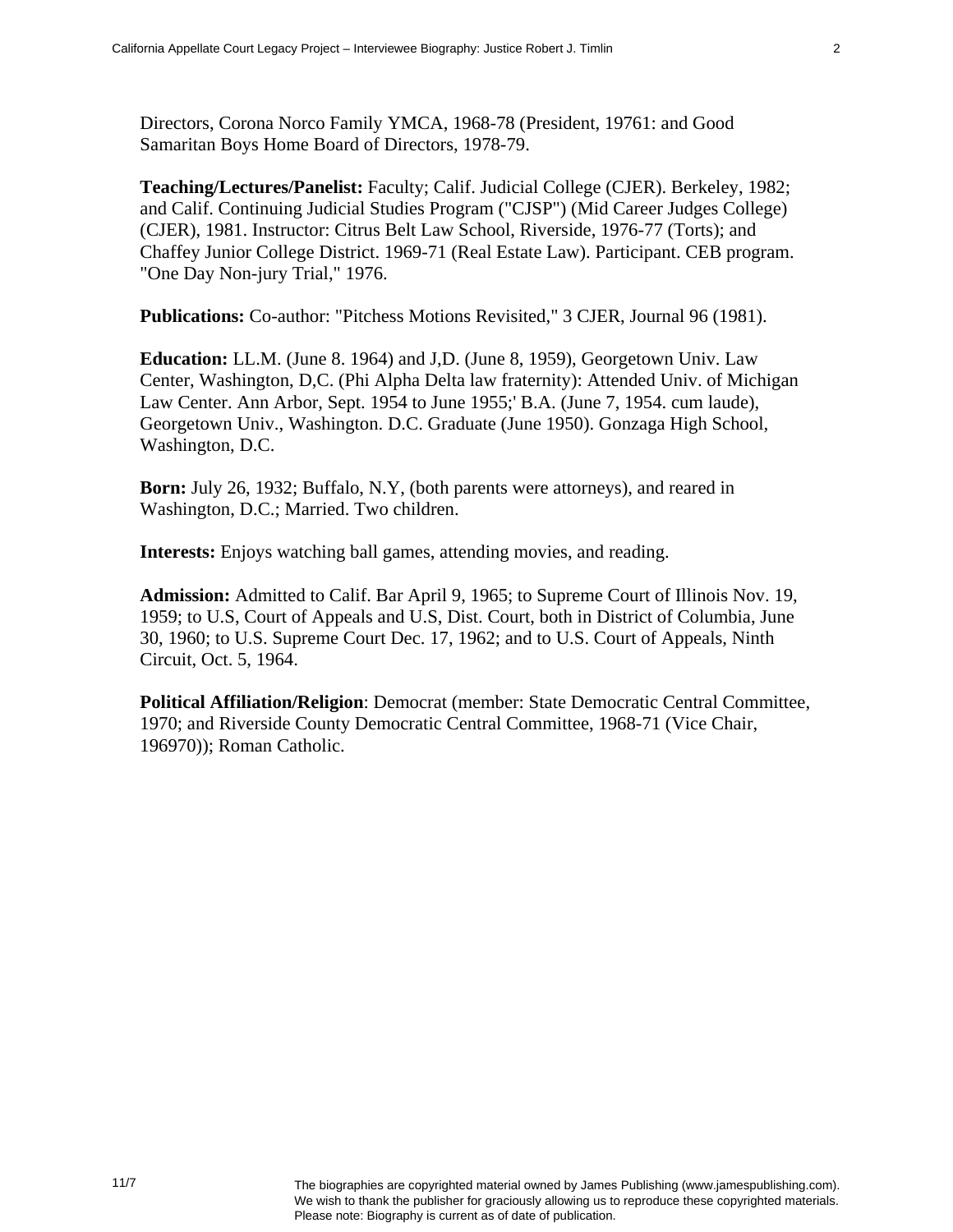Directors, Corona Norco Family YMCA, 1968-78 (President, 19761: and Good Samaritan Boys Home Board of Directors, 1978-79.

**Teaching/Lectures/Panelist:** Faculty; Calif. Judicial College (CJER). Berkeley, 1982; and Calif. Continuing Judicial Studies Program ("CJSP") (Mid Career Judges College) (CJER), 1981. Instructor: Citrus Belt Law School, Riverside, 1976-77 (Torts); and Chaffey Junior College District. 1969-71 (Real Estate Law). Participant. CEB program. "One Day Non-jury Trial," 1976.

**Publications:** Co-author: "Pitchess Motions Revisited," 3 CJER, Journal 96 (1981).

**Education:** LL.M. (June 8. 1964) and J,D. (June 8, 1959), Georgetown Univ. Law Center, Washington, D,C. (Phi Alpha Delta law fraternity): Attended Univ. of Michigan Law Center. Ann Arbor, Sept. 1954 to June 1955;' B.A. (June 7, 1954. cum laude), Georgetown Univ., Washington. D.C. Graduate (June 1950). Gonzaga High School, Washington, D.C.

**Born:** July 26, 1932; Buffalo, N.Y, (both parents were attorneys), and reared in Washington, D.C.; Married. Two children.

**Interests:** Enjoys watching ball games, attending movies, and reading.

**Admission:** Admitted to Calif. Bar April 9, 1965; to Supreme Court of Illinois Nov. 19, 1959; to U.S, Court of Appeals and U.S, Dist. Court, both in District of Columbia, June 30, 1960; to U.S. Supreme Court Dec. 17, 1962; and to U.S. Court of Appeals, Ninth Circuit, Oct. 5, 1964.

**Political Affiliation/Religion**: Democrat (member: State Democratic Central Committee, 1970; and Riverside County Democratic Central Committee, 1968-71 (Vice Chair, 196970)); Roman Catholic.

The biographies are copyrighted material owned by James Publishing (www.jamespublishing.com). We wish to thank the publisher for graciously allowing us to reproduce these copyrighted materials. Please note: Biography is current as of date of publication.